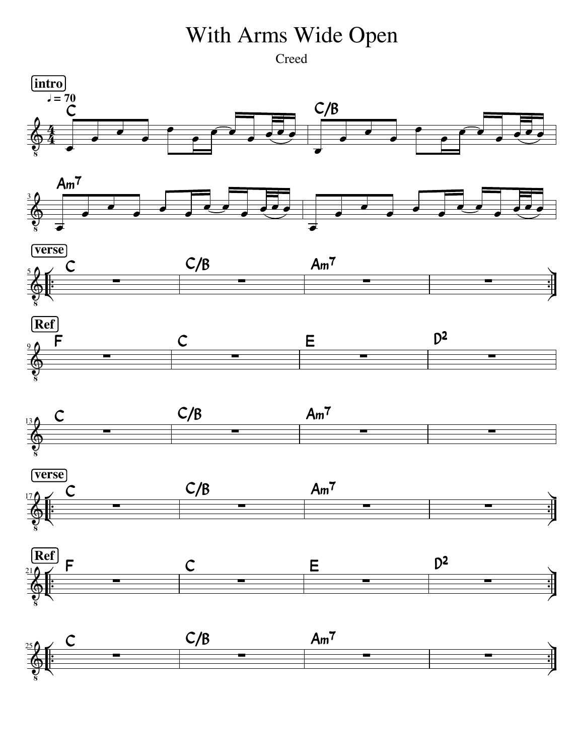# With Arms Wide Open

Creed

**intro**

♩ = 70

| C | C/B |
|---|---|

| Am7 | |
|---|---|

**verse**

| C | C/B | Am7 | |
|---|---|---|---|

**Ref**

| F | C | E | D2 |
|---|---|---|---|

| C | C/B | Am7 | |
|---|---|---|---|

**verse**

| C | C/B | Am7 | |
|---|---|---|---|

**Ref**

| F | C | E | D2 |
|---|---|---|---|

| C | C/B | Am7 | |
|---|---|---|---|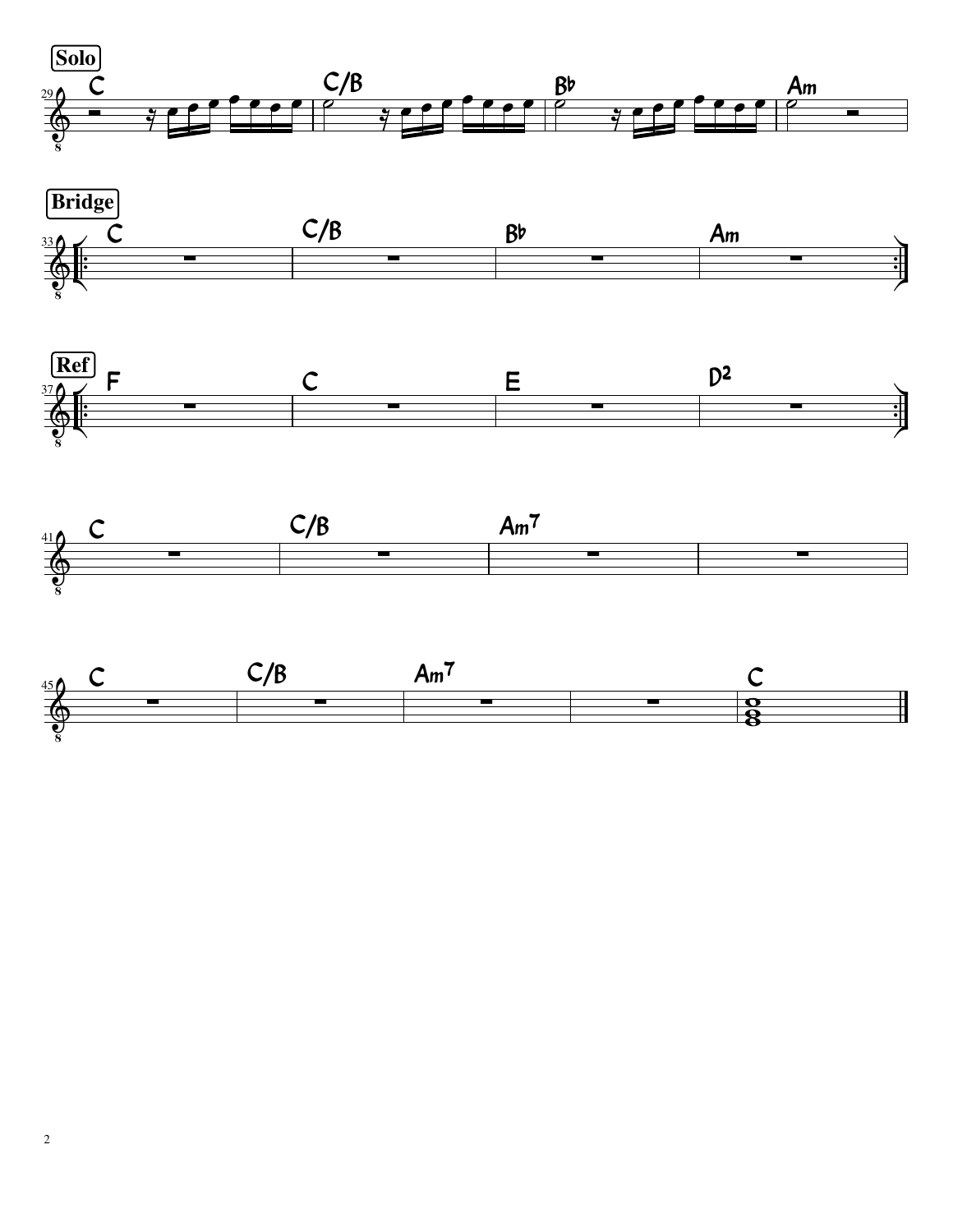**Solo**

C | C/B | Bb | Am

**Bridge**

C | C/B | Bb | Am

**Ref**

F | C | E | D2

C | C/B | Am7 |

C | C/B | Am7 | | C